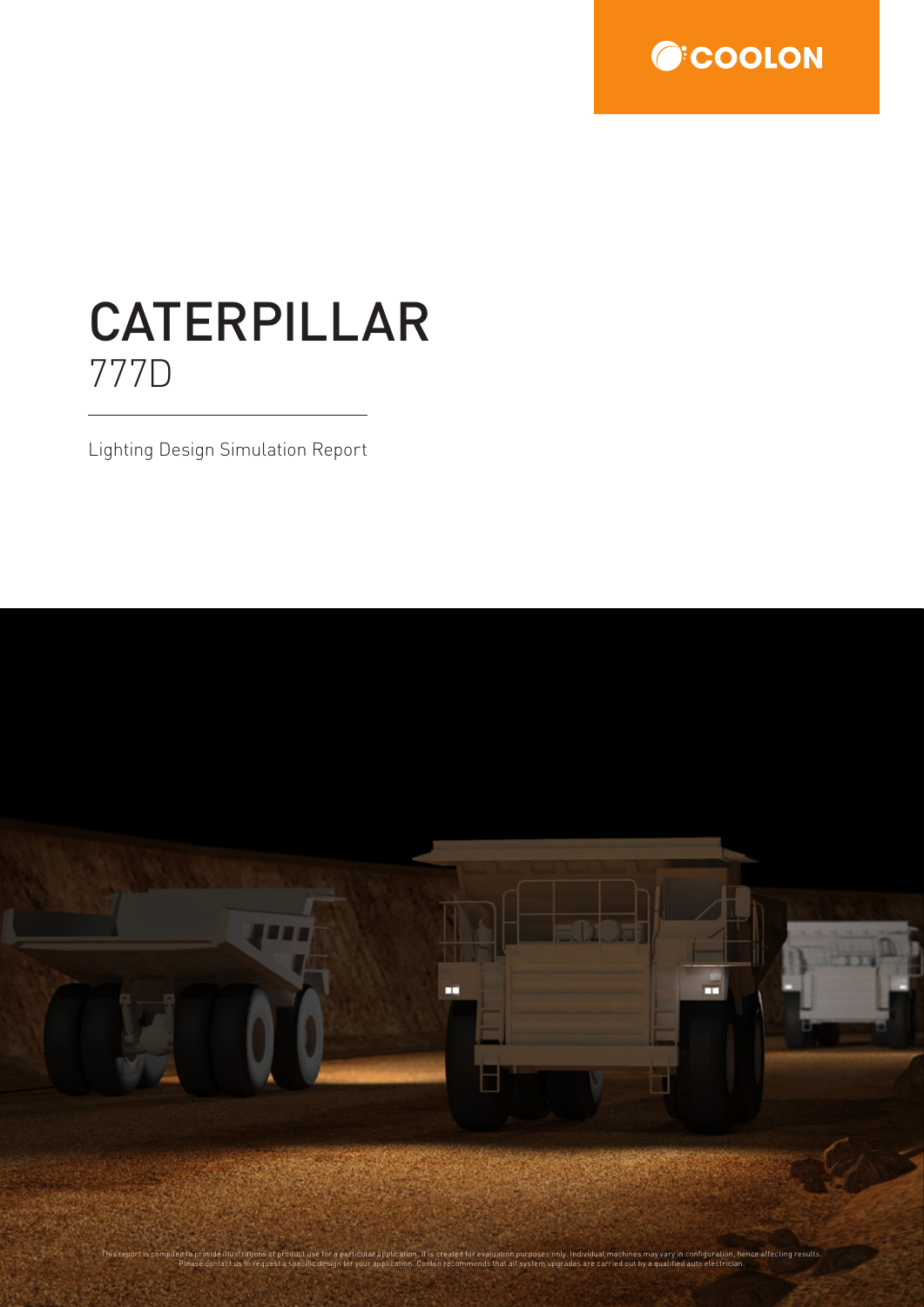COOLON

# CATERPILLAR
## 777D

Lighting Design Simulation Report

This report is compiled to provide illustrations of product use for a particular application. It is created for evaluation purposes only. Individual machines may vary in configuration, hence affecting results. Please contact us to request a specific design for your application. Coolon recommends that all system upgrades are carried out by a qualified auto electrician.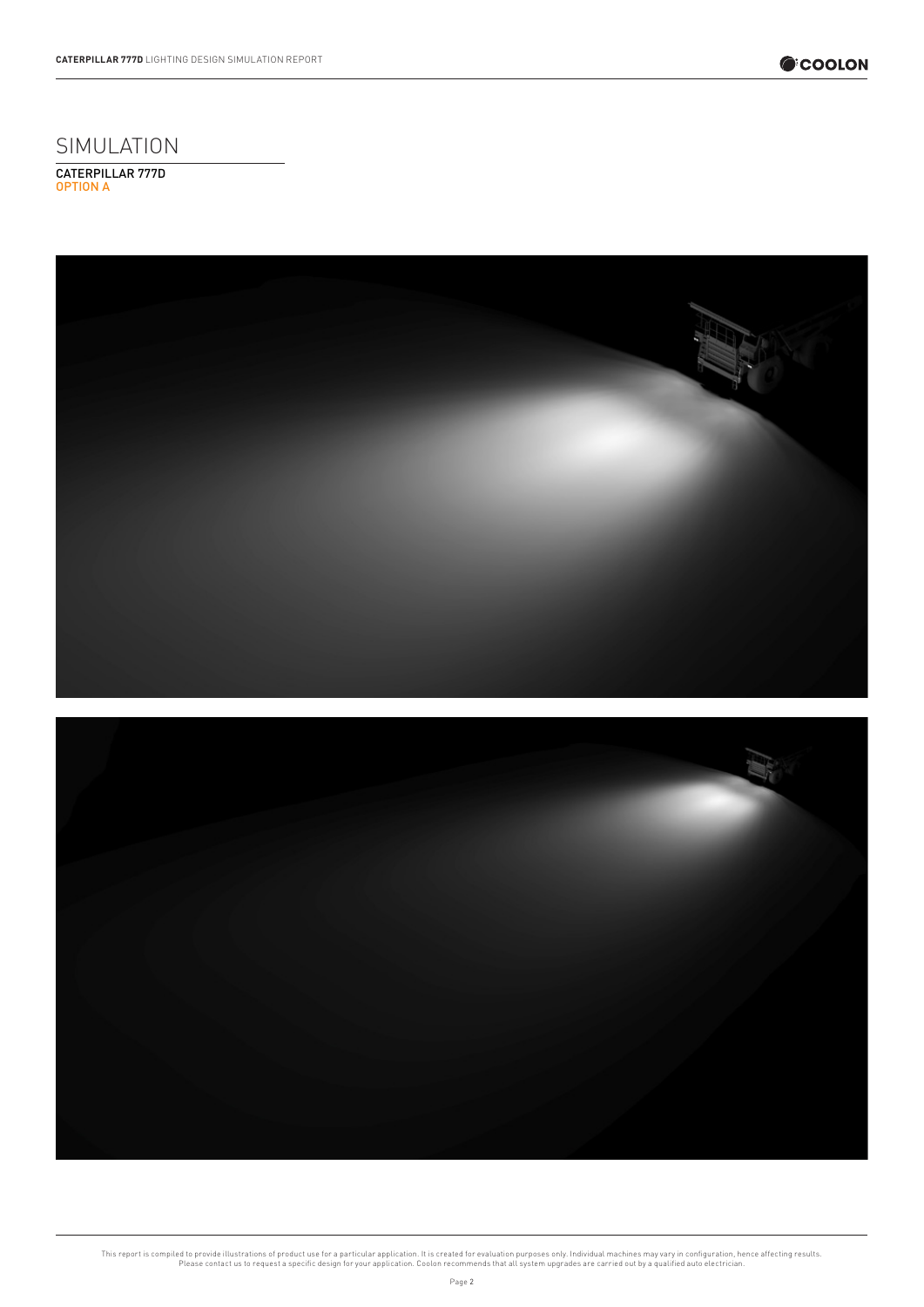# SIMULATION

CATERPILLAR 777D
OPTION A

This report is compiled to provide illustrations of product use for a particular application. It is created for evaluation purposes only. Individual machines may vary in configuration, hence affecting results. Please contact us to request a specific design for your application. Coolon recommends that all system upgrades are carried out by a qualified auto electrician.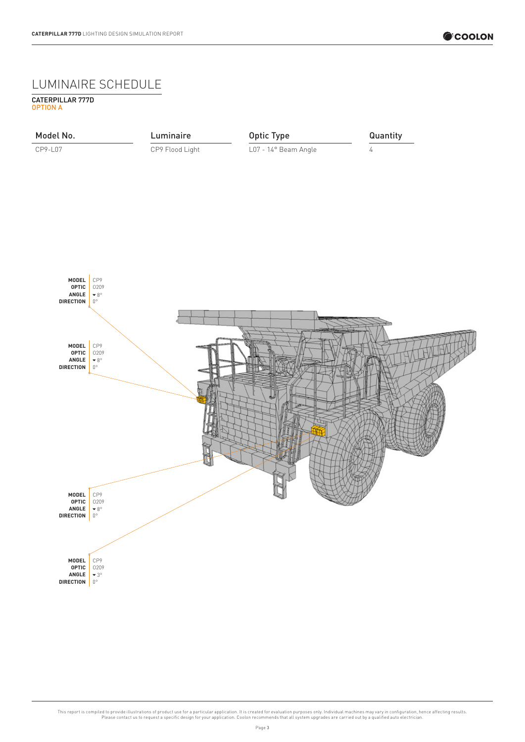# LUMINAIRE SCHEDULE

CATERPILLAR 777D
OPTION A

| Model No. | Luminaire | Optic Type | Quantity |
|---|---|---|---|
| CP9-L07 | CP9 Flood Light | L07 - 14° Beam Angle | 4 |

**MODEL** CP9
**OPTIC** 0209
**ANGLE** ▾ 8°
**DIRECTION** 0°

**MODEL** CP9
**OPTIC** 0209
**ANGLE** ▾ 8°
**DIRECTION** 0°

**MODEL** CP9
**OPTIC** 0209
**ANGLE** ▾ 8°
**DIRECTION** 0°

**MODEL** CP9
**OPTIC** 0209
**ANGLE** ▾ 3°
**DIRECTION** 0°

This report is compiled to provide illustrations of product use for a particular application. It is created for evaluation purposes only. Individual machines may vary in configuration, hence affecting results. Please contact us to request a specific design for your application. Coolon recommends that all system upgrades are carried out by a qualified auto electrician.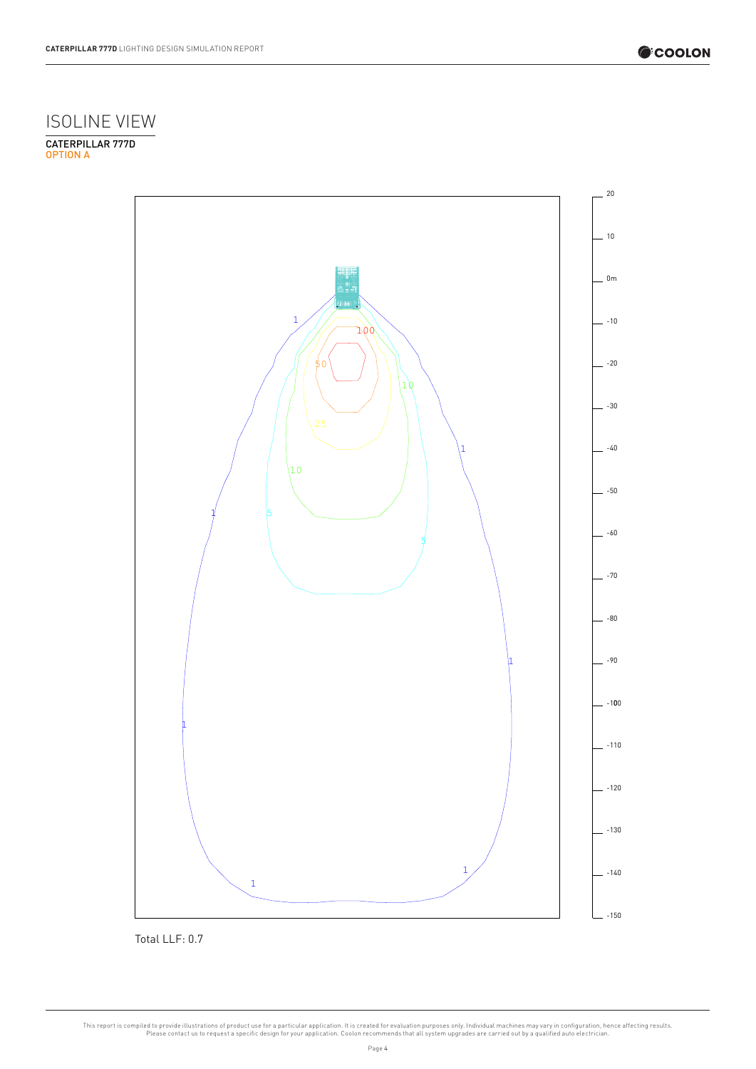# ISOLINE VIEW

CATERPILLAR 777D
OPTION A

Total LLF: 0.7

This report is compiled to provide illustrations of product use for a particular application. It is created for evaluation purposes only. Individual machines may vary in configuration, hence affecting results. Please contact us to request a specific design for your application. Coolon recommends that all system upgrades are carried out by a qualified auto electrician.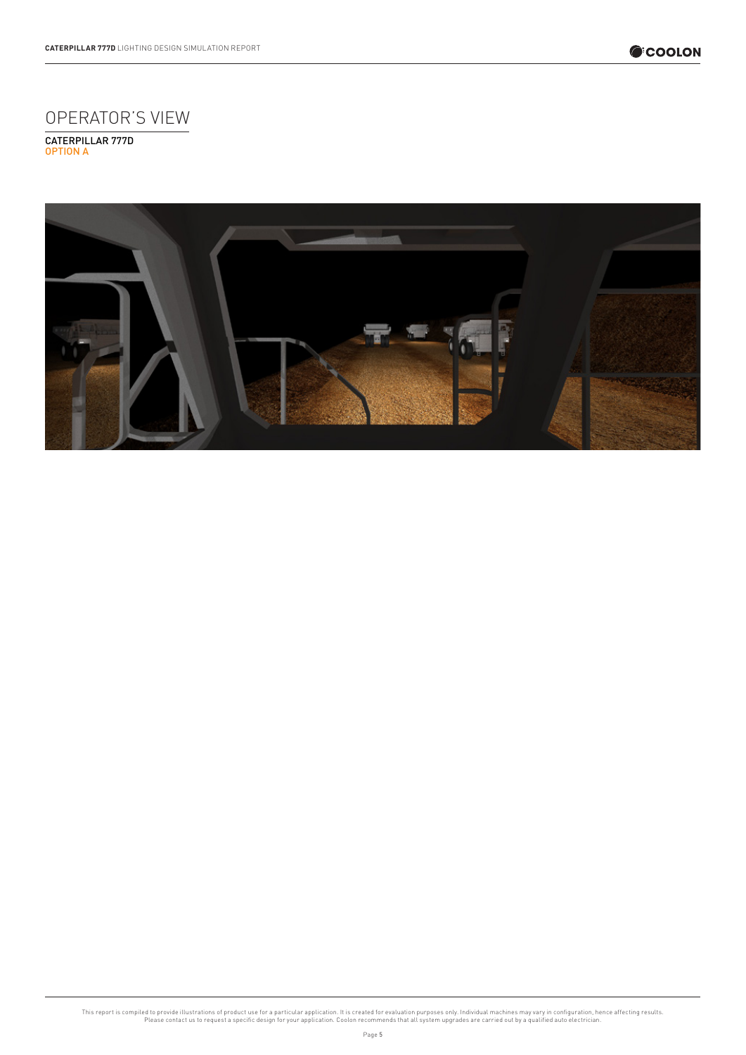# OPERATOR'S VIEW

CATERPILLAR 777D
OPTION A

This report is compiled to provide illustrations of product use for a particular application. It is created for evaluation purposes only. Individual machines may vary in configuration, hence affecting results. Please contact us to request a specific design for your application. Coolon recommends that all system upgrades are carried out by a qualified auto electrician.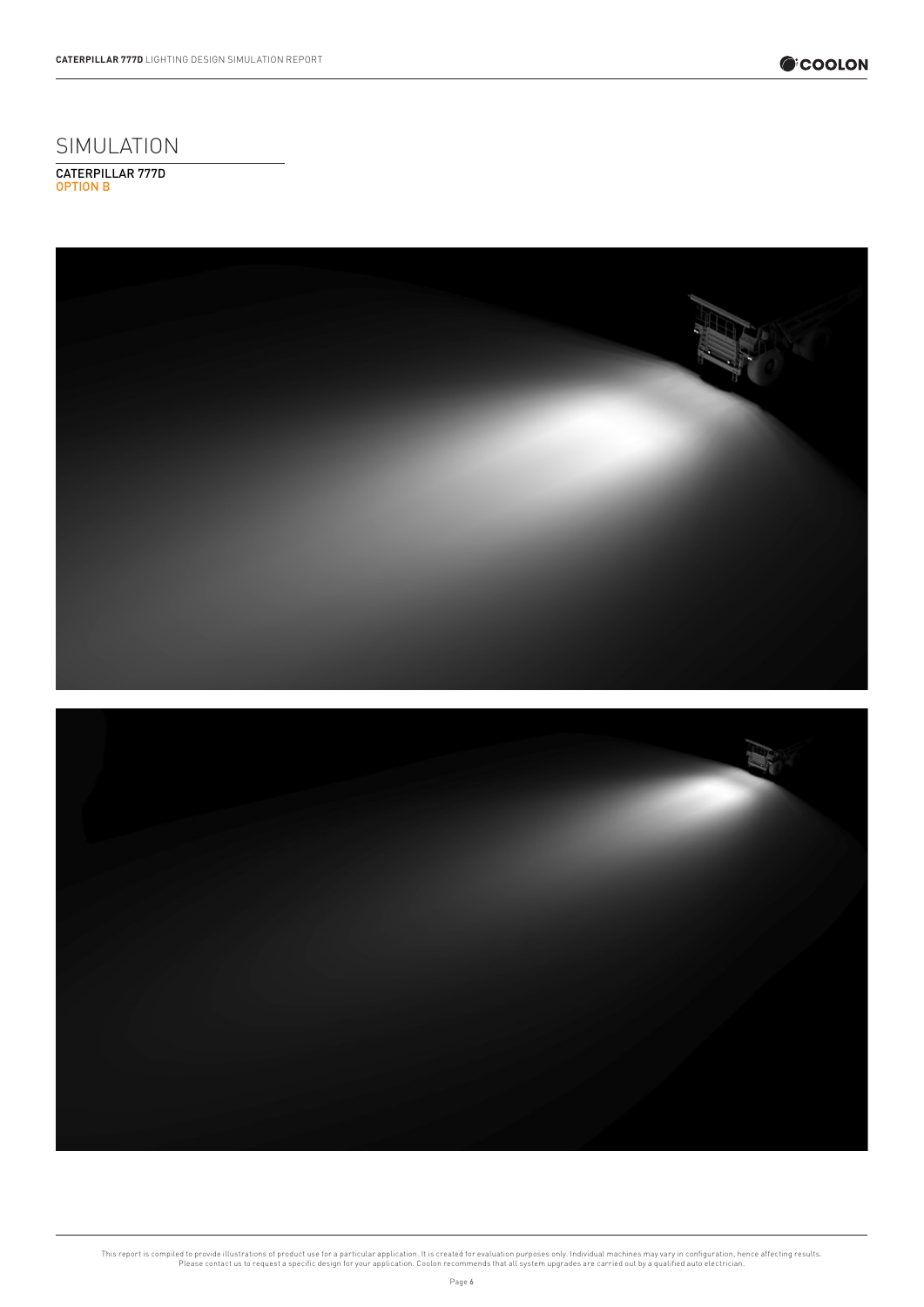# SIMULATION

CATERPILLAR 777D
OPTION B

This report is compiled to provide illustrations of product use for a particular application. It is created for evaluation purposes only. Individual machines may vary in configuration, hence affecting results. Please contact us to request a specific design for your application. Coolon recommends that all system upgrades are carried out by a qualified auto electrician.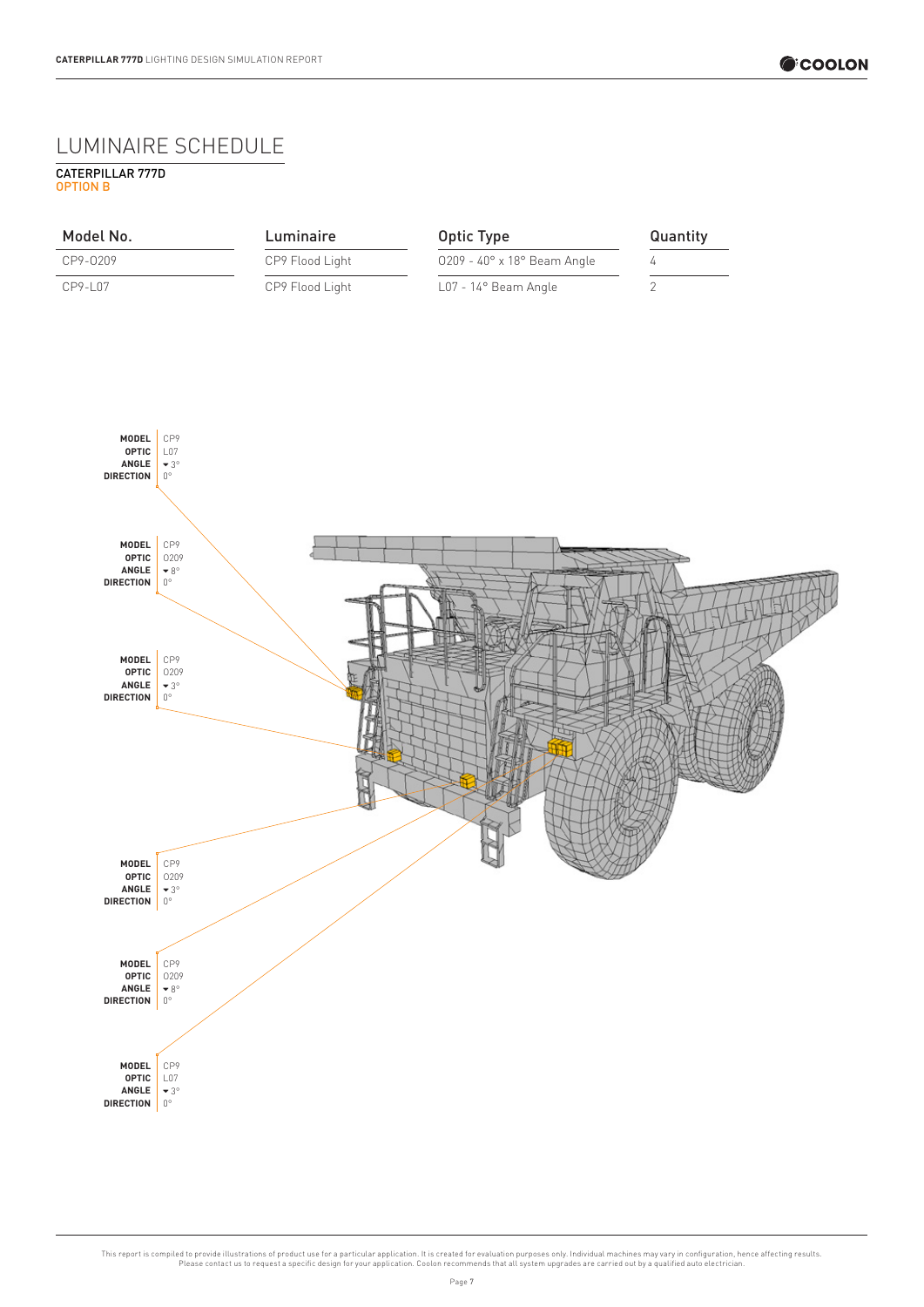# LUMINAIRE SCHEDULE

CATERPILLAR 777D
OPTION B

| Model No. | Luminaire | Optic Type | Quantity |
| --- | --- | --- | --- |
| CP9-0209 | CP9 Flood Light | 0209 - 40° x 18° Beam Angle | 4 |
| CP9-L07 | CP9 Flood Light | L07 - 14° Beam Angle | 2 |

**MODEL** CP9
**OPTIC** L07
**ANGLE** ▾ 3°
**DIRECTION** 0°

**MODEL** CP9
**OPTIC** 0209
**ANGLE** ▾ 8°
**DIRECTION** 0°

**MODEL** CP9
**OPTIC** 0209
**ANGLE** ▾ 3°
**DIRECTION** 0°

**MODEL** CP9
**OPTIC** 0209
**ANGLE** ▾ 3°
**DIRECTION** 0°

**MODEL** CP9
**OPTIC** 0209
**ANGLE** ▾ 8°
**DIRECTION** 0°

**MODEL** CP9
**OPTIC** L07
**ANGLE** ▾ 3°
**DIRECTION** 0°

This report is compiled to provide illustrations of product use for a particular application. It is created for evaluation purposes only. Individual machines may vary in configuration, hence affecting results. Please contact us to request a specific design for your application. Coolon recommends that all system upgrades are carried out by a qualified auto electrician.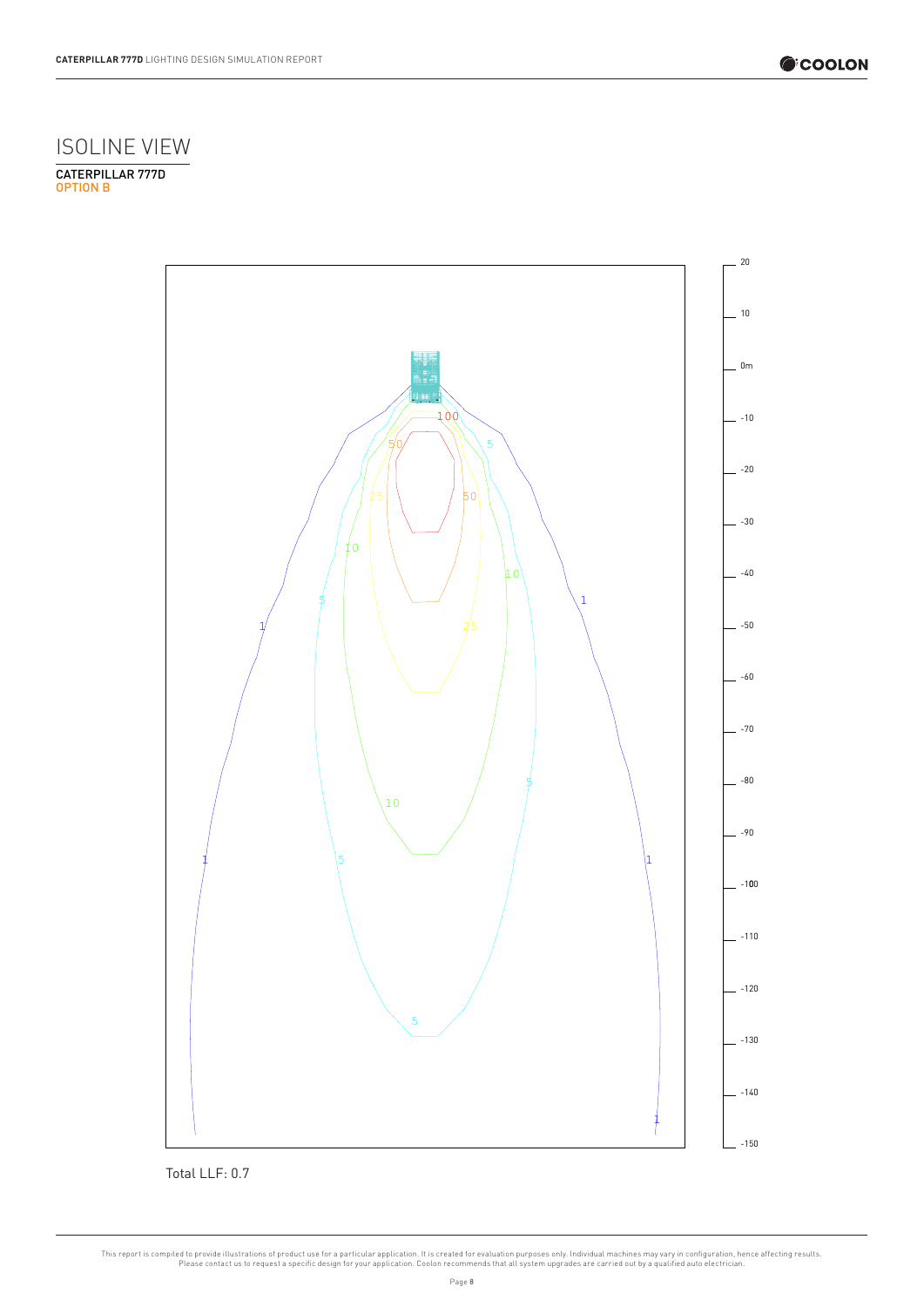# ISOLINE VIEW

CATERPILLAR 777D
OPTION B

Total LLF: 0.7

This report is compiled to provide illustrations of product use for a particular application. It is created for evaluation purposes only. Individual machines may vary in configuration, hence affecting results. Please contact us to request a specific design for your application. Coolon recommends that all system upgrades are carried out by a qualified auto electrician.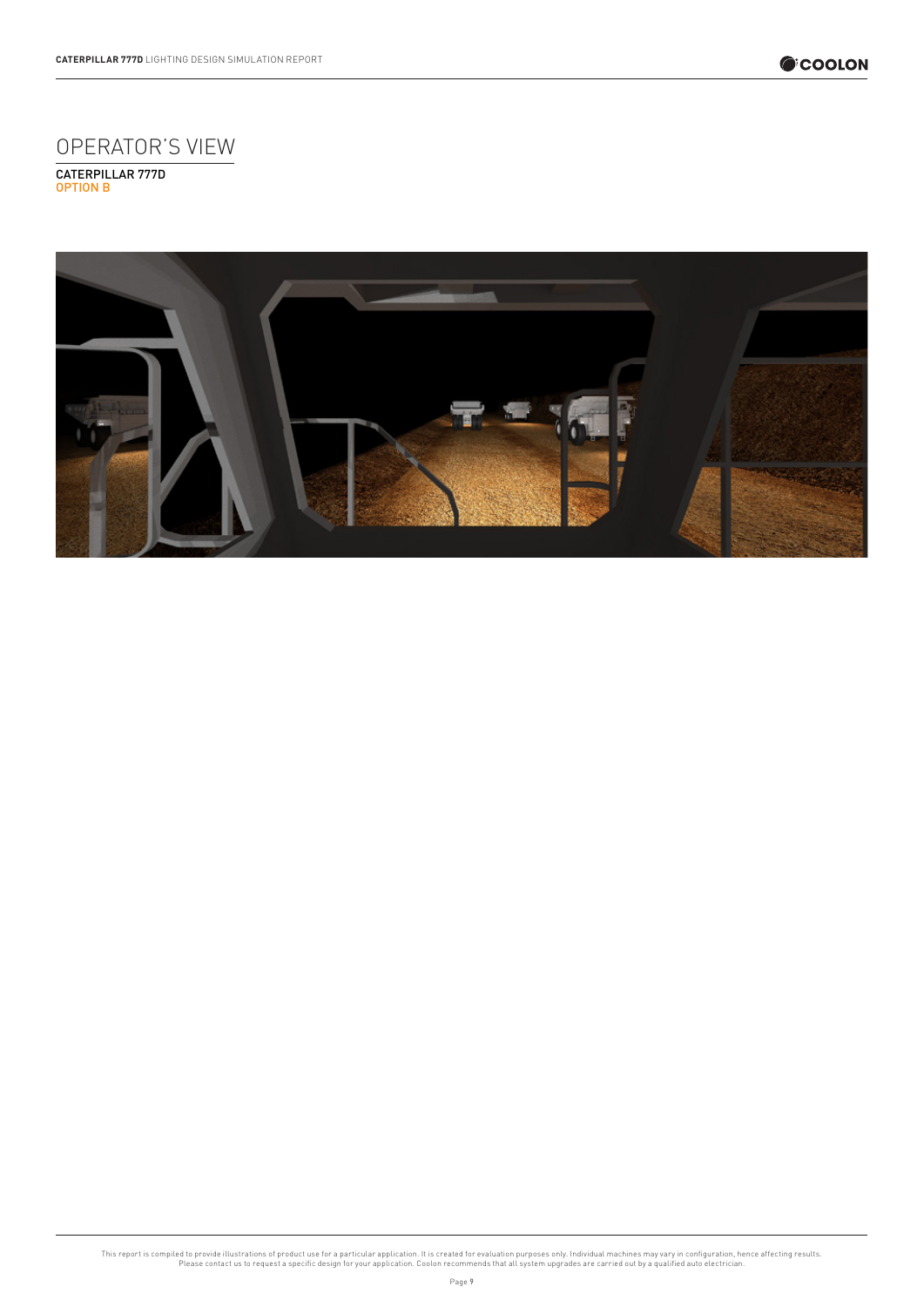# OPERATOR'S VIEW

CATERPILLAR 777D
OPTION B

This report is compiled to provide illustrations of product use for a particular application. It is created for evaluation purposes only. Individual machines may vary in configuration, hence affecting results. Please contact us to request a specific design for your application. Coolon recommends that all system upgrades are carried out by a qualified auto electrician.